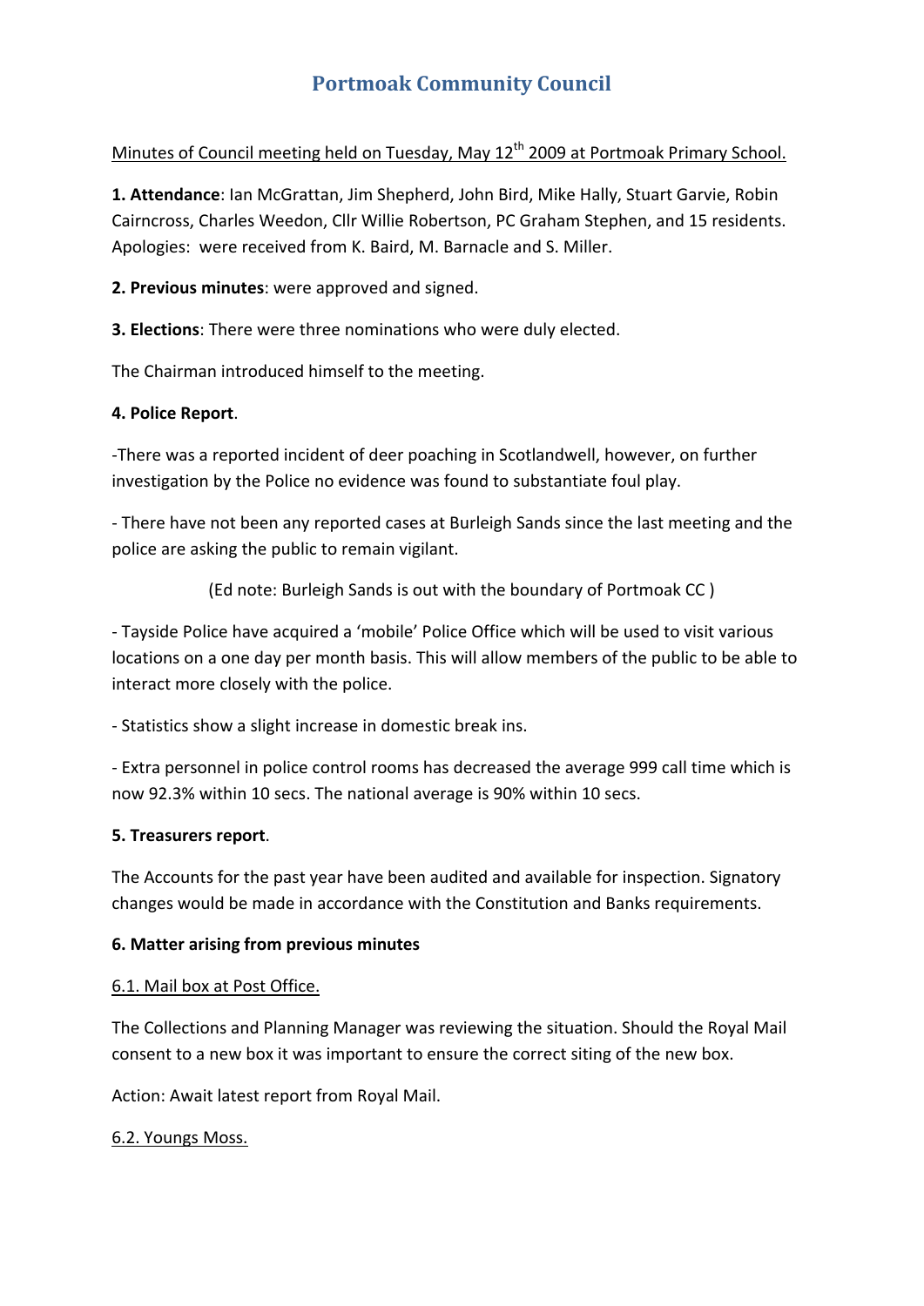# Portmoak Community Council

Minutes of Council meeting held on Tuesday, May 12th 2009 at Portmoak Primary School.

**1. Attendance**: Ian McGrattan, Jim Shepherd, John Bird, Mike Hally, Stuart Garvie, Robin Cairncross, Charles Weedon, Cllr Willie Robertson, PC Graham Stephen, and 15 residents. Apologies: were received from K. Baird, M. Barnacle and S. Miller.

**2. Previous minutes**: were approved and signed.

**3. Elections**: There were three nominations who were duly elected.

The Chairman introduced himself to the meeting.

**4. Police Report**.

-There was a reported incident of deer poaching in Scotlandwell, however, on further investigation by the Police no evidence was found to substantiate foul play.

- There have not been any reported cases at Burleigh Sands since the last meeting and the police are asking the public to remain vigilant.

(Ed note: Burleigh Sands is out with the boundary of Portmoak CC )

- Tayside Police have acquired a 'mobile' Police Office which will be used to visit various locations on a one day per month basis. This will allow members of the public to be able to interact more closely with the police.

- Statistics show a slight increase in domestic break ins.

- Extra personnel in police control rooms has decreased the average 999 call time which is now 92.3% within 10 secs. The national average is 90% within 10 secs.

**5. Treasurers report**.

The Accounts for the past year have been audited and available for inspection. Signatory changes would be made in accordance with the Constitution and Banks requirements.

**6. Matter arising from previous minutes**

6.1. Mail box at Post Office.

The Collections and Planning Manager was reviewing the situation. Should the Royal Mail consent to a new box it was important to ensure the correct siting of the new box.

Action: Await latest report from Royal Mail.

6.2. Youngs Moss.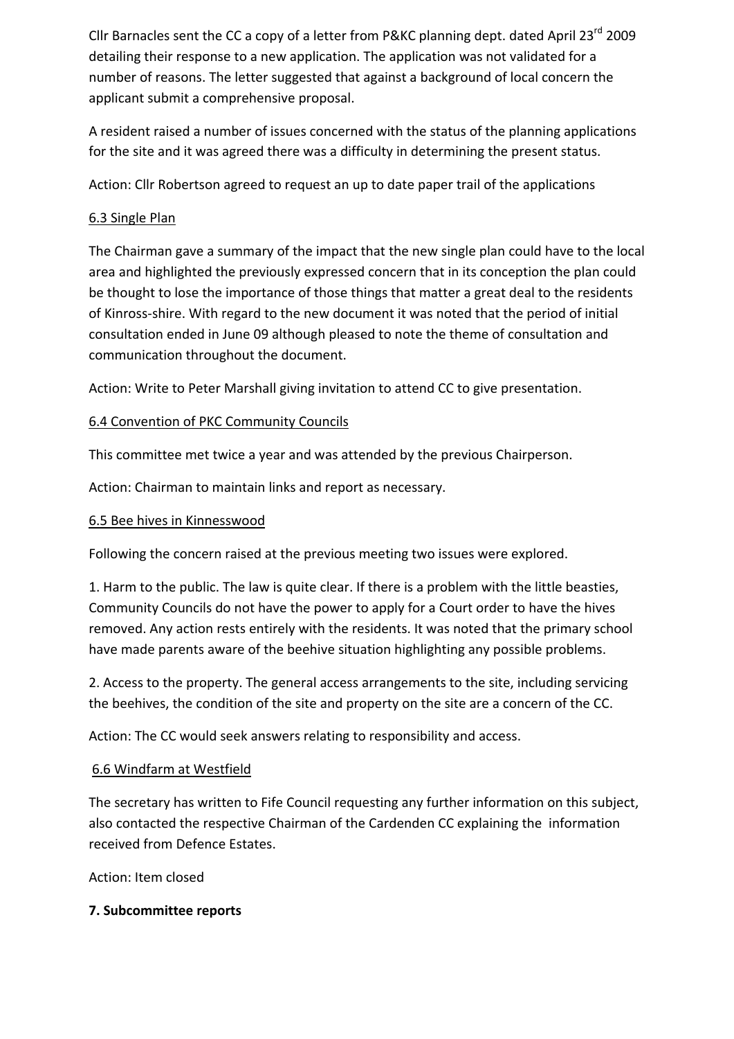Cllr Barnacles sent the CC a copy of a letter from P&KC planning dept. dated April 23rd 2009 detailing their response to a new application. The application was not validated for a number of reasons. The letter suggested that against a background of local concern the applicant submit a comprehensive proposal.

A resident raised a number of issues concerned with the status of the planning applications for the site and it was agreed there was a difficulty in determining the present status.

Action: Cllr Robertson agreed to request an up to date paper trail of the applications

6.3 Single Plan

The Chairman gave a summary of the impact that the new single plan could have to the local area and highlighted the previously expressed concern that in its conception the plan could be thought to lose the importance of those things that matter a great deal to the residents of Kinross-shire. With regard to the new document it was noted that the period of initial consultation ended in June 09 although pleased to note the theme of consultation and communication throughout the document.

Action: Write to Peter Marshall giving invitation to attend CC to give presentation.

6.4 Convention of PKC Community Councils

This committee met twice a year and was attended by the previous Chairperson.

Action: Chairman to maintain links and report as necessary.

6.5 Bee hives in Kinnesswood

Following the concern raised at the previous meeting two issues were explored.

1. Harm to the public. The law is quite clear. If there is a problem with the little beasties, Community Councils do not have the power to apply for a Court order to have the hives removed. Any action rests entirely with the residents. It was noted that the primary school have made parents aware of the beehive situation highlighting any possible problems.

2. Access to the property. The general access arrangements to the site, including servicing the beehives, the condition of the site and property on the site are a concern of the CC.

Action: The CC would seek answers relating to responsibility and access.

6.6 Windfarm at Westfield

The secretary has written to Fife Council requesting any further information on this subject, also contacted the respective Chairman of the Cardenden CC explaining the information received from Defence Estates.

Action: Item closed

**7. Subcommittee reports**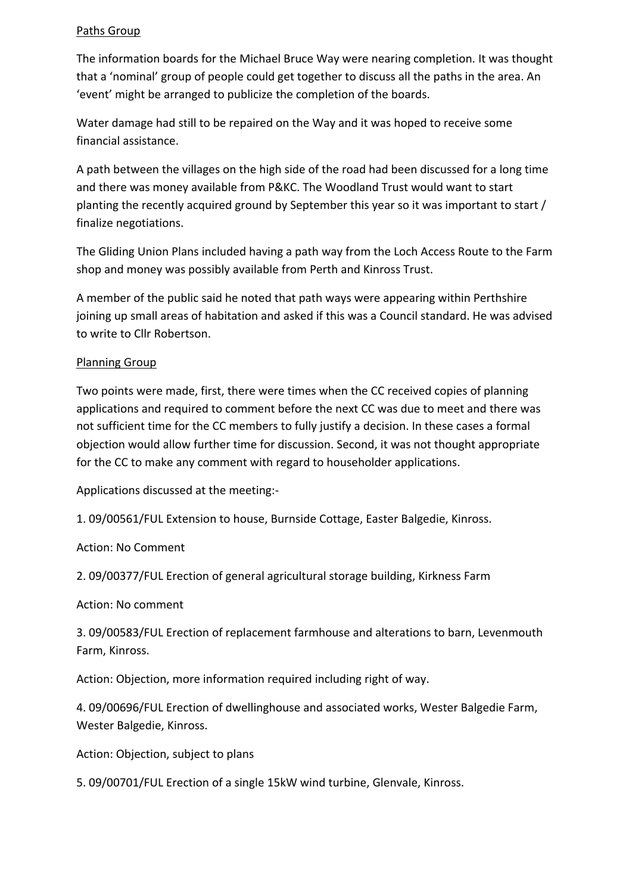Paths Group

The information boards for the Michael Bruce Way were nearing completion. It was thought that a 'nominal' group of people could get together to discuss all the paths in the area. An 'event' might be arranged to publicize the completion of the boards.

Water damage had still to be repaired on the Way and it was hoped to receive some financial assistance.

A path between the villages on the high side of the road had been discussed for a long time and there was money available from P&KC. The Woodland Trust would want to start planting the recently acquired ground by September this year so it was important to start / finalize negotiations.

The Gliding Union Plans included having a path way from the Loch Access Route to the Farm shop and money was possibly available from Perth and Kinross Trust.

A member of the public said he noted that path ways were appearing within Perthshire joining up small areas of habitation and asked if this was a Council standard. He was advised to write to Cllr Robertson.

Planning Group

Two points were made, first, there were times when the CC received copies of planning applications and required to comment before the next CC was due to meet and there was not sufficient time for the CC members to fully justify a decision. In these cases a formal objection would allow further time for discussion. Second, it was not thought appropriate for the CC to make any comment with regard to householder applications.

Applications discussed at the meeting:-

1. 09/00561/FUL Extension to house, Burnside Cottage, Easter Balgedie, Kinross.

Action: No Comment

2. 09/00377/FUL Erection of general agricultural storage building, Kirkness Farm

Action: No comment

3. 09/00583/FUL Erection of replacement farmhouse and alterations to barn, Levenmouth Farm, Kinross.

Action: Objection, more information required including right of way.

4. 09/00696/FUL Erection of dwellinghouse and associated works, Wester Balgedie Farm, Wester Balgedie, Kinross.

Action: Objection, subject to plans

5. 09/00701/FUL Erection of a single 15kW wind turbine, Glenvale, Kinross.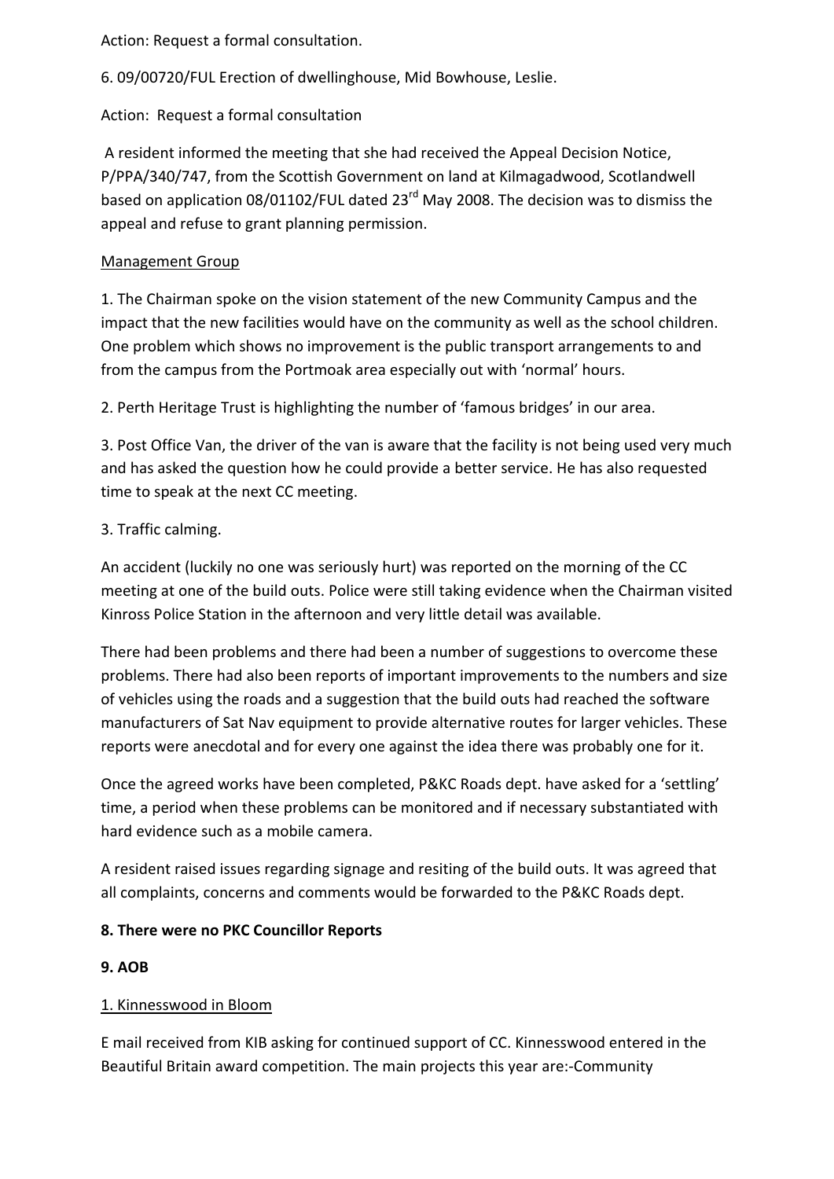Action: Request a formal consultation.

6. 09/00720/FUL Erection of dwellinghouse, Mid Bowhouse, Leslie.

Action: Request a formal consultation

A resident informed the meeting that she had received the Appeal Decision Notice, P/PPA/340/747, from the Scottish Government on land at Kilmagadwood, Scotlandwell based on application 08/01102/FUL dated 23rd May 2008. The decision was to dismiss the appeal and refuse to grant planning permission.

<u>Management Group</u>

1. The Chairman spoke on the vision statement of the new Community Campus and the impact that the new facilities would have on the community as well as the school children. One problem which shows no improvement is the public transport arrangements to and from the campus from the Portmoak area especially out with 'normal' hours.

2. Perth Heritage Trust is highlighting the number of 'famous bridges' in our area.

3. Post Office Van, the driver of the van is aware that the facility is not being used very much and has asked the question how he could provide a better service. He has also requested time to speak at the next CC meeting.

3. Traffic calming.

An accident (luckily no one was seriously hurt) was reported on the morning of the CC meeting at one of the build outs. Police were still taking evidence when the Chairman visited Kinross Police Station in the afternoon and very little detail was available.

There had been problems and there had been a number of suggestions to overcome these problems. There had also been reports of important improvements to the numbers and size of vehicles using the roads and a suggestion that the build outs had reached the software manufacturers of Sat Nav equipment to provide alternative routes for larger vehicles. These reports were anecdotal and for every one against the idea there was probably one for it.

Once the agreed works have been completed, P&KC Roads dept. have asked for a 'settling' time, a period when these problems can be monitored and if necessary substantiated with hard evidence such as a mobile camera.

A resident raised issues regarding signage and resiting of the build outs. It was agreed that all complaints, concerns and comments would be forwarded to the P&KC Roads dept.

**8. There were no PKC Councillor Reports**

**9. AOB**

<u>1. Kinnesswood in Bloom</u>

E mail received from KIB asking for continued support of CC. Kinnesswood entered in the Beautiful Britain award competition. The main projects this year are:-Community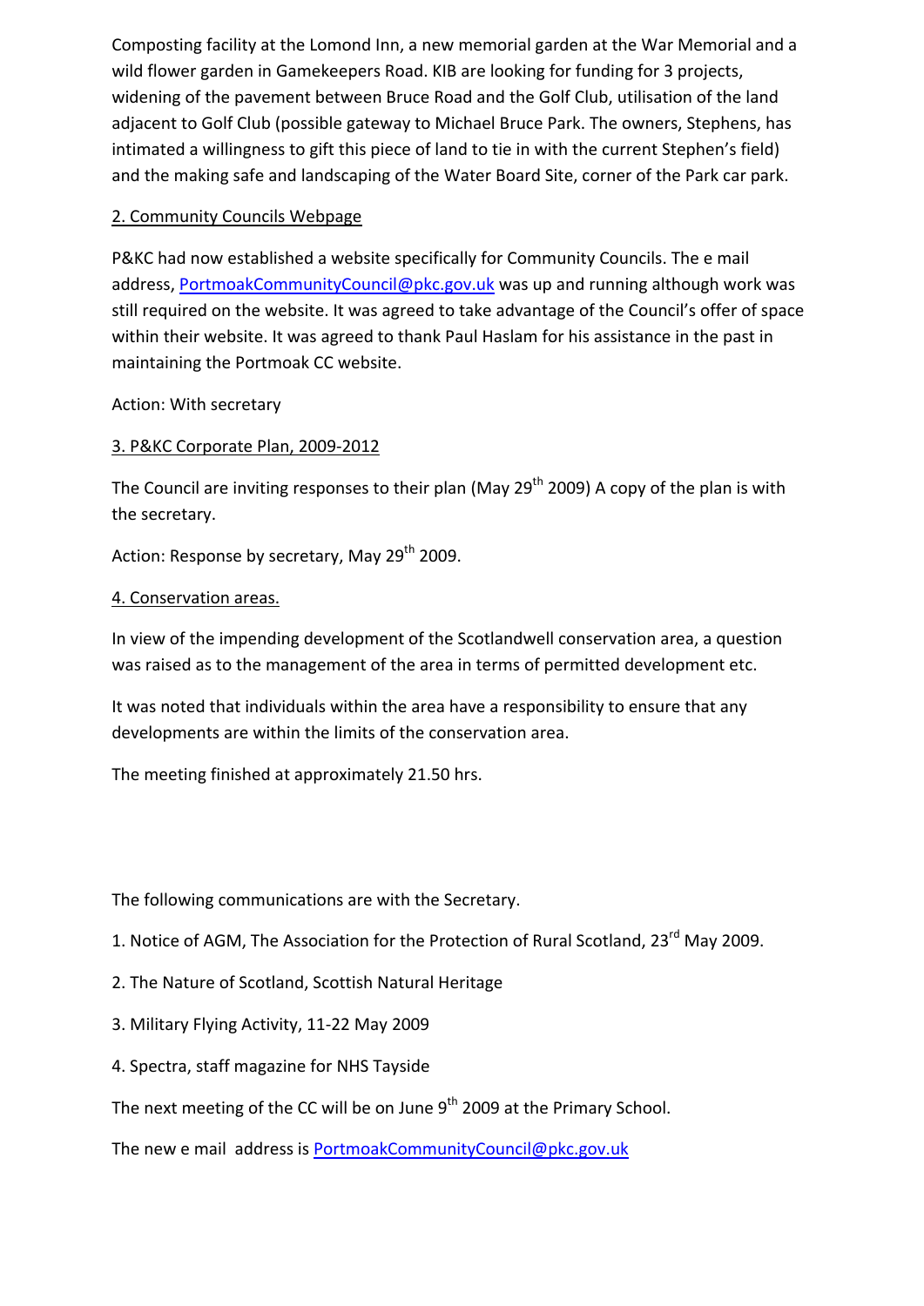Composting facility at the Lomond Inn, a new memorial garden at the War Memorial and a wild flower garden in Gamekeepers Road. KIB are looking for funding for 3 projects, widening of the pavement between Bruce Road and the Golf Club, utilisation of the land adjacent to Golf Club (possible gateway to Michael Bruce Park. The owners, Stephens, has intimated a willingness to gift this piece of land to tie in with the current Stephen's field) and the making safe and landscaping of the Water Board Site, corner of the Park car park.

2. Community Councils Webpage

P&KC had now established a website specifically for Community Councils. The e mail address, PortmoakCommunityCouncil@pkc.gov.uk was up and running although work was still required on the website. It was agreed to take advantage of the Council's offer of space within their website. It was agreed to thank Paul Haslam for his assistance in the past in maintaining the Portmoak CC website.

Action: With secretary

3. P&KC Corporate Plan, 2009-2012

The Council are inviting responses to their plan (May 29th 2009) A copy of the plan is with the secretary.

Action: Response by secretary, May 29th 2009.

4. Conservation areas.

In view of the impending development of the Scotlandwell conservation area, a question was raised as to the management of the area in terms of permitted development etc.

It was noted that individuals within the area have a responsibility to ensure that any developments are within the limits of the conservation area.

The meeting finished at approximately 21.50 hrs.

The following communications are with the Secretary.

1. Notice of AGM, The Association for the Protection of Rural Scotland, 23rd May 2009.

2. The Nature of Scotland, Scottish Natural Heritage

3. Military Flying Activity, 11-22 May 2009

4. Spectra, staff magazine for NHS Tayside

The next meeting of the CC will be on June 9th 2009 at the Primary School.

The new e mail address is PortmoakCommunityCouncil@pkc.gov.uk